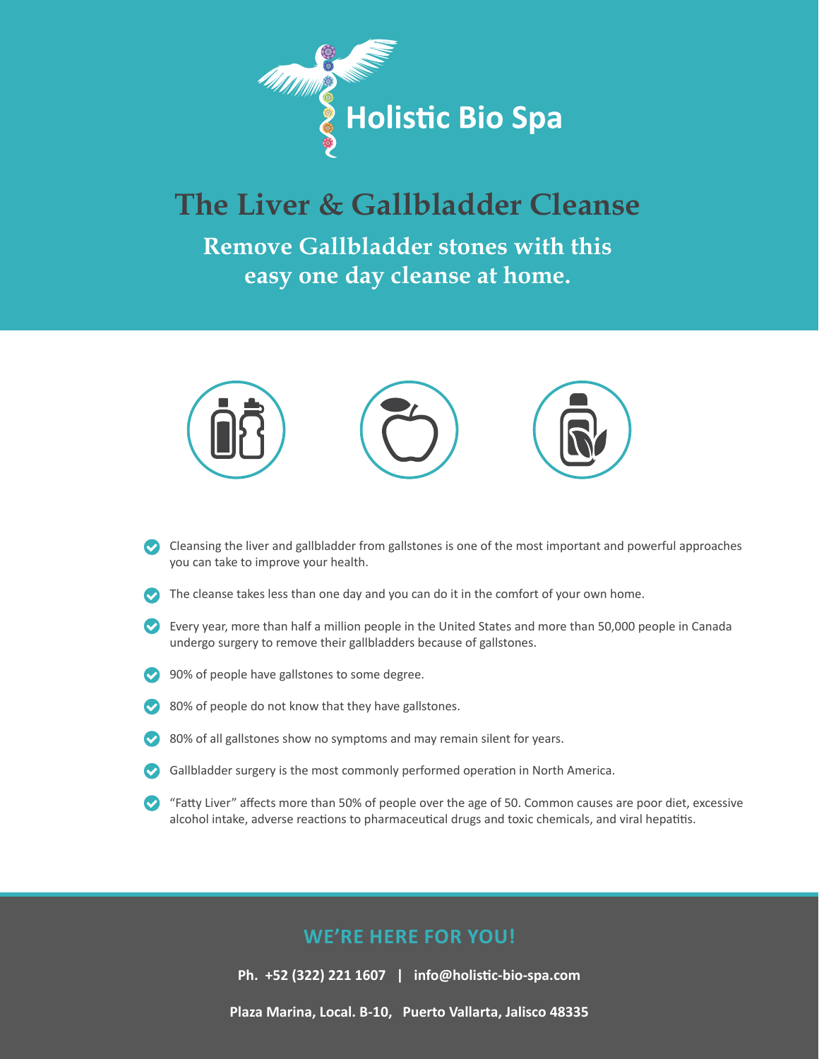Holistic Bio Spa

# The Liver & Gallbladder Cleanse

## Remove Gallbladder stones with this easy one day cleanse at home.

- Cleansing the liver and gallbladder from gallstones is one of the most important and powerful approaches you can take to improve your health.
- The cleanse takes less than one day and you can do it in the comfort of your own home.
- Every year, more than half a million people in the United States and more than 50,000 people in Canada undergo surgery to remove their gallbladders because of gallstones.
- 90% of people have gallstones to some degree.
- 80% of people do not know that they have gallstones.
- 80% of all gallstones show no symptoms and may remain silent for years.
- Gallbladder surgery is the most commonly performed operation in North America.
- "Fatty Liver" affects more than 50% of people over the age of 50. Common causes are poor diet, excessive alcohol intake, adverse reactions to pharmaceutical drugs and toxic chemicals, and viral hepatitis.

## WE'RE HERE FOR YOU!

**Ph. +52 (322) 221 1607 | info@holistic-bio-spa.com**

**Plaza Marina, Local. B-10, Puerto Vallarta, Jalisco 48335**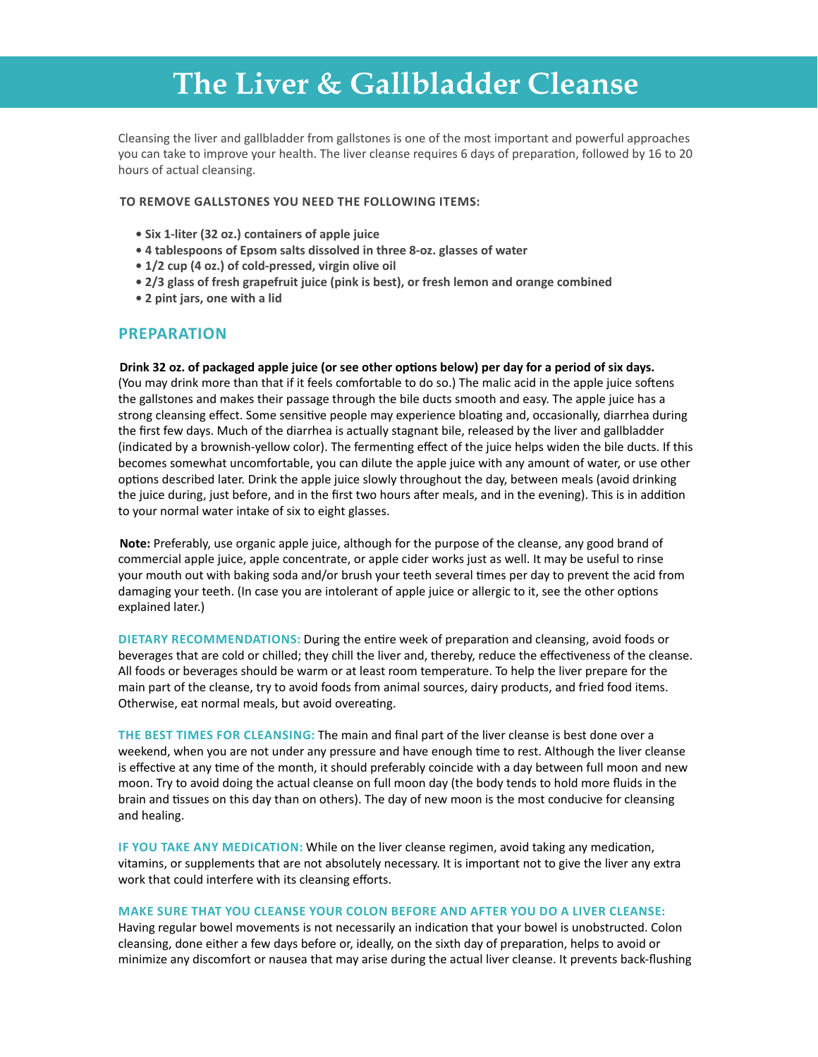# The Liver & Gallbladder Cleanse

Cleansing the liver and gallbladder from gallstones is one of the most important and powerful approaches you can take to improve your health. The liver cleanse requires 6 days of preparation, followed by 16 to 20 hours of actual cleansing.

**TO REMOVE GALLSTONES YOU NEED THE FOLLOWING ITEMS:**

- **Six 1-liter (32 oz.) containers of apple juice**
- **4 tablespoons of Epsom salts dissolved in three 8-oz. glasses of water**
- **1/2 cup (4 oz.) of cold-pressed, virgin olive oil**
- **2/3 glass of fresh grapefruit juice (pink is best), or fresh lemon and orange combined**
- **2 pint jars, one with a lid**

## PREPARATION

**Drink 32 oz. of packaged apple juice (or see other options below) per day for a period of six days.** (You may drink more than that if it feels comfortable to do so.) The malic acid in the apple juice softens the gallstones and makes their passage through the bile ducts smooth and easy. The apple juice has a strong cleansing effect. Some sensitive people may experience bloating and, occasionally, diarrhea during the first few days. Much of the diarrhea is actually stagnant bile, released by the liver and gallbladder (indicated by a brownish-yellow color). The fermenting effect of the juice helps widen the bile ducts. If this becomes somewhat uncomfortable, you can dilute the apple juice with any amount of water, or use other options described later. Drink the apple juice slowly throughout the day, between meals (avoid drinking the juice during, just before, and in the first two hours after meals, and in the evening). This is in addition to your normal water intake of six to eight glasses.

**Note:** Preferably, use organic apple juice, although for the purpose of the cleanse, any good brand of commercial apple juice, apple concentrate, or apple cider works just as well. It may be useful to rinse your mouth out with baking soda and/or brush your teeth several times per day to prevent the acid from damaging your teeth. (In case you are intolerant of apple juice or allergic to it, see the other options explained later.)

**DIETARY RECOMMENDATIONS:** During the entire week of preparation and cleansing, avoid foods or beverages that are cold or chilled; they chill the liver and, thereby, reduce the effectiveness of the cleanse. All foods or beverages should be warm or at least room temperature. To help the liver prepare for the main part of the cleanse, try to avoid foods from animal sources, dairy products, and fried food items. Otherwise, eat normal meals, but avoid overeating.

**THE BEST TIMES FOR CLEANSING:** The main and final part of the liver cleanse is best done over a weekend, when you are not under any pressure and have enough time to rest. Although the liver cleanse is effective at any time of the month, it should preferably coincide with a day between full moon and new moon. Try to avoid doing the actual cleanse on full moon day (the body tends to hold more fluids in the brain and tissues on this day than on others). The day of new moon is the most conducive for cleansing and healing.

**IF YOU TAKE ANY MEDICATION:** While on the liver cleanse regimen, avoid taking any medication, vitamins, or supplements that are not absolutely necessary. It is important not to give the liver any extra work that could interfere with its cleansing efforts.

**MAKE SURE THAT YOU CLEANSE YOUR COLON BEFORE AND AFTER YOU DO A LIVER CLEANSE:**
Having regular bowel movements is not necessarily an indication that your bowel is unobstructed. Colon cleansing, done either a few days before or, ideally, on the sixth day of preparation, helps to avoid or minimize any discomfort or nausea that may arise during the actual liver cleanse. It prevents back-flushing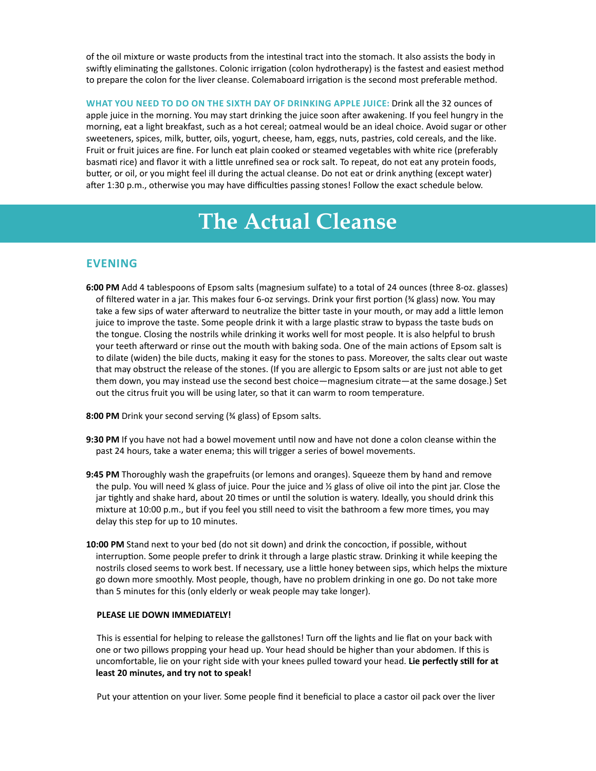of the oil mixture or waste products from the intestinal tract into the stomach. It also assists the body in swiftly eliminating the gallstones. Colonic irrigation (colon hydrotherapy) is the fastest and easiest method to prepare the colon for the liver cleanse. Colemaboard irrigation is the second most preferable method.

**WHAT YOU NEED TO DO ON THE SIXTH DAY OF DRINKING APPLE JUICE:** Drink all the 32 ounces of apple juice in the morning. You may start drinking the juice soon after awakening. If you feel hungry in the morning, eat a light breakfast, such as a hot cereal; oatmeal would be an ideal choice. Avoid sugar or other sweeteners, spices, milk, butter, oils, yogurt, cheese, ham, eggs, nuts, pastries, cold cereals, and the like. Fruit or fruit juices are fine. For lunch eat plain cooked or steamed vegetables with white rice (preferably basmati rice) and flavor it with a little unrefined sea or rock salt. To repeat, do not eat any protein foods, butter, or oil, or you might feel ill during the actual cleanse. Do not eat or drink anything (except water) after 1:30 p.m., otherwise you may have difficulties passing stones! Follow the exact schedule below.

# The Actual Cleanse

## EVENING

**6:00 PM** Add 4 tablespoons of Epsom salts (magnesium sulfate) to a total of 24 ounces (three 8-oz. glasses) of filtered water in a jar. This makes four 6-oz servings. Drink your first portion (¾ glass) now. You may take a few sips of water afterward to neutralize the bitter taste in your mouth, or may add a little lemon juice to improve the taste. Some people drink it with a large plastic straw to bypass the taste buds on the tongue. Closing the nostrils while drinking it works well for most people. It is also helpful to brush your teeth afterward or rinse out the mouth with baking soda. One of the main actions of Epsom salt is to dilate (widen) the bile ducts, making it easy for the stones to pass. Moreover, the salts clear out waste that may obstruct the release of the stones. (If you are allergic to Epsom salts or are just not able to get them down, you may instead use the second best choice—magnesium citrate—at the same dosage.) Set out the citrus fruit you will be using later, so that it can warm to room temperature.

**8:00 PM** Drink your second serving (¾ glass) of Epsom salts.

**9:30 PM** If you have not had a bowel movement until now and have not done a colon cleanse within the past 24 hours, take a water enema; this will trigger a series of bowel movements.

**9:45 PM** Thoroughly wash the grapefruits (or lemons and oranges). Squeeze them by hand and remove the pulp. You will need ¾ glass of juice. Pour the juice and ½ glass of olive oil into the pint jar. Close the jar tightly and shake hard, about 20 times or until the solution is watery. Ideally, you should drink this mixture at 10:00 p.m., but if you feel you still need to visit the bathroom a few more times, you may delay this step for up to 10 minutes.

**10:00 PM** Stand next to your bed (do not sit down) and drink the concoction, if possible, without interruption. Some people prefer to drink it through a large plastic straw. Drinking it while keeping the nostrils closed seems to work best. If necessary, use a little honey between sips, which helps the mixture go down more smoothly. Most people, though, have no problem drinking in one go. Do not take more than 5 minutes for this (only elderly or weak people may take longer).

**PLEASE LIE DOWN IMMEDIATELY!**

This is essential for helping to release the gallstones! Turn off the lights and lie flat on your back with one or two pillows propping your head up. Your head should be higher than your abdomen. If this is uncomfortable, lie on your right side with your knees pulled toward your head. **Lie perfectly still for at least 20 minutes, and try not to speak!**

Put your attention on your liver. Some people find it beneficial to place a castor oil pack over the liver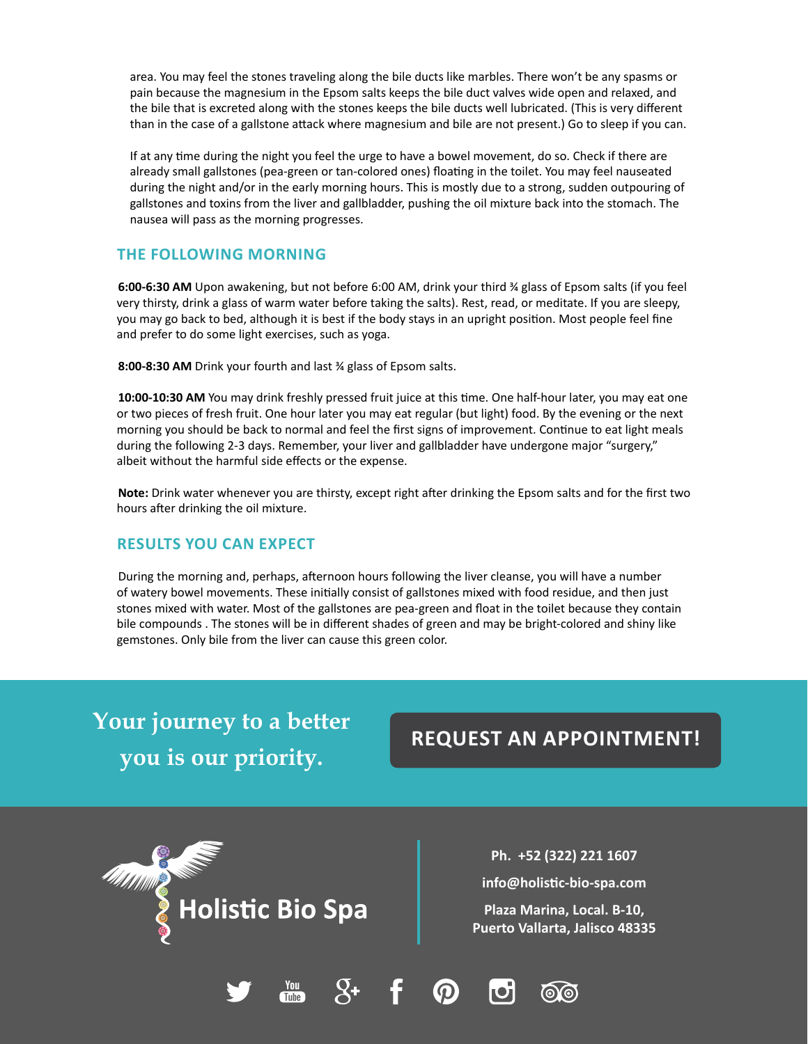area. You may feel the stones traveling along the bile ducts like marbles. There won't be any spasms or pain because the magnesium in the Epsom salts keeps the bile duct valves wide open and relaxed, and the bile that is excreted along with the stones keeps the bile ducts well lubricated. (This is very different than in the case of a gallstone attack where magnesium and bile are not present.) Go to sleep if you can.

If at any time during the night you feel the urge to have a bowel movement, do so. Check if there are already small gallstones (pea-green or tan-colored ones) floating in the toilet. You may feel nauseated during the night and/or in the early morning hours. This is mostly due to a strong, sudden outpouring of gallstones and toxins from the liver and gallbladder, pushing the oil mixture back into the stomach. The nausea will pass as the morning progresses.

## THE FOLLOWING MORNING

**6:00-6:30 AM** Upon awakening, but not before 6:00 AM, drink your third ¾ glass of Epsom salts (if you feel very thirsty, drink a glass of warm water before taking the salts). Rest, read, or meditate. If you are sleepy, you may go back to bed, although it is best if the body stays in an upright position. Most people feel fine and prefer to do some light exercises, such as yoga.

**8:00-8:30 AM** Drink your fourth and last ¾ glass of Epsom salts.

**10:00-10:30 AM** You may drink freshly pressed fruit juice at this time. One half-hour later, you may eat one or two pieces of fresh fruit. One hour later you may eat regular (but light) food. By the evening or the next morning you should be back to normal and feel the first signs of improvement. Continue to eat light meals during the following 2-3 days. Remember, your liver and gallbladder have undergone major "surgery," albeit without the harmful side effects or the expense.

**Note:** Drink water whenever you are thirsty, except right after drinking the Epsom salts and for the first two hours after drinking the oil mixture.

## RESULTS YOU CAN EXPECT

During the morning and, perhaps, afternoon hours following the liver cleanse, you will have a number of watery bowel movements. These initially consist of gallstones mixed with food residue, and then just stones mixed with water. Most of the gallstones are pea-green and float in the toilet because they contain bile compounds . The stones will be in different shades of green and may be bright-colored and shiny like gemstones. Only bile from the liver can cause this green color.

Your journey to a better you is our priority.

REQUEST AN APPOINTMENT!

Holistic Bio Spa

Ph. +52 (322) 221 1607

info@holistic-bio-spa.com

Plaza Marina, Local. B-10,
Puerto Vallarta, Jalisco 48335